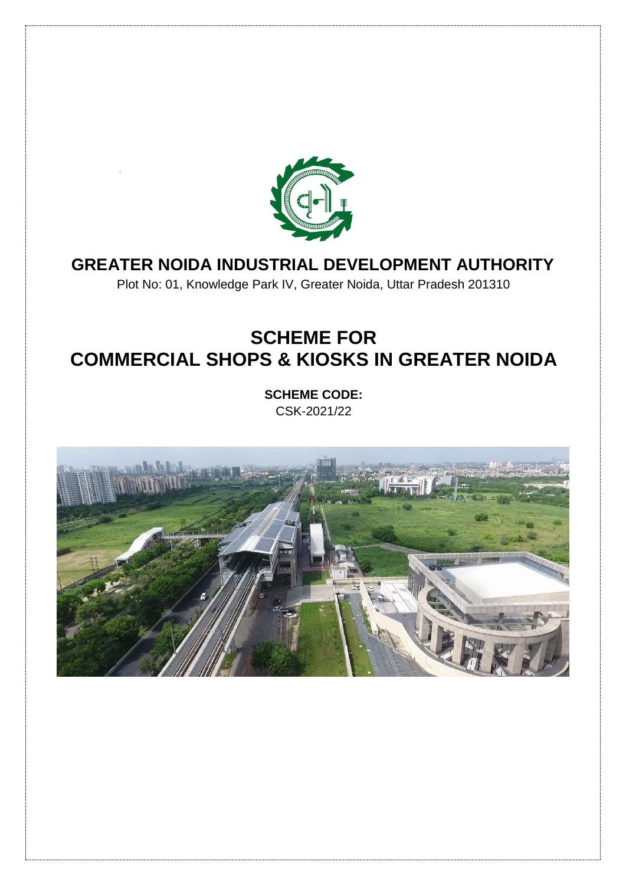# GREATER NOIDA INDUSTRIAL DEVELOPMENT AUTHORITY

Plot No: 01, Knowledge Park IV, Greater Noida, Uttar Pradesh 201310

# SCHEME FOR COMMERCIAL SHOPS & KIOSKS IN GREATER NOIDA

**SCHEME CODE:**

CSK-2021/22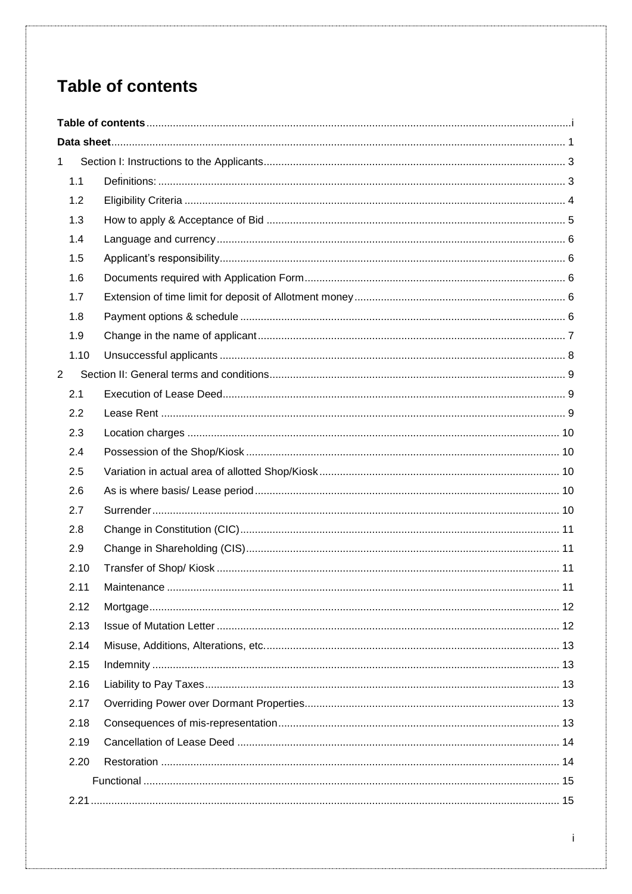# Table of contents

**Table of contents** .......... i

**Data sheet** .......... 1

1 Section I: Instructions to the Applicants .......... 3

- 1.1 Definitions: .......... 3
- 1.2 Eligibility Criteria .......... 4
- 1.3 How to apply & Acceptance of Bid .......... 5
- 1.4 Language and currency .......... 6
- 1.5 Applicant's responsibility .......... 6
- 1.6 Documents required with Application Form .......... 6
- 1.7 Extension of time limit for deposit of Allotment money .......... 6
- 1.8 Payment options & schedule .......... 6
- 1.9 Change in the name of applicant .......... 7
- 1.10 Unsuccessful applicants .......... 8

2 Section II: General terms and conditions .......... 9

- 2.1 Execution of Lease Deed .......... 9
- 2.2 Lease Rent .......... 9
- 2.3 Location charges .......... 10
- 2.4 Possession of the Shop/Kiosk .......... 10
- 2.5 Variation in actual area of allotted Shop/Kiosk .......... 10
- 2.6 As is where basis/ Lease period .......... 10
- 2.7 Surrender .......... 10
- 2.8 Change in Constitution (CIC) .......... 11
- 2.9 Change in Shareholding (CIS) .......... 11
- 2.10 Transfer of Shop/ Kiosk .......... 11
- 2.11 Maintenance .......... 11
- 2.12 Mortgage .......... 12
- 2.13 Issue of Mutation Letter .......... 12
- 2.14 Misuse, Additions, Alterations, etc. .......... 13
- 2.15 Indemnity .......... 13
- 2.16 Liability to Pay Taxes .......... 13
- 2.17 Overriding Power over Dormant Properties .......... 13
- 2.18 Consequences of mis-representation .......... 13
- 2.19 Cancellation of Lease Deed .......... 14
- 2.20 Restoration .......... 14
- Functional .......... 15
- 2.21 .......... 15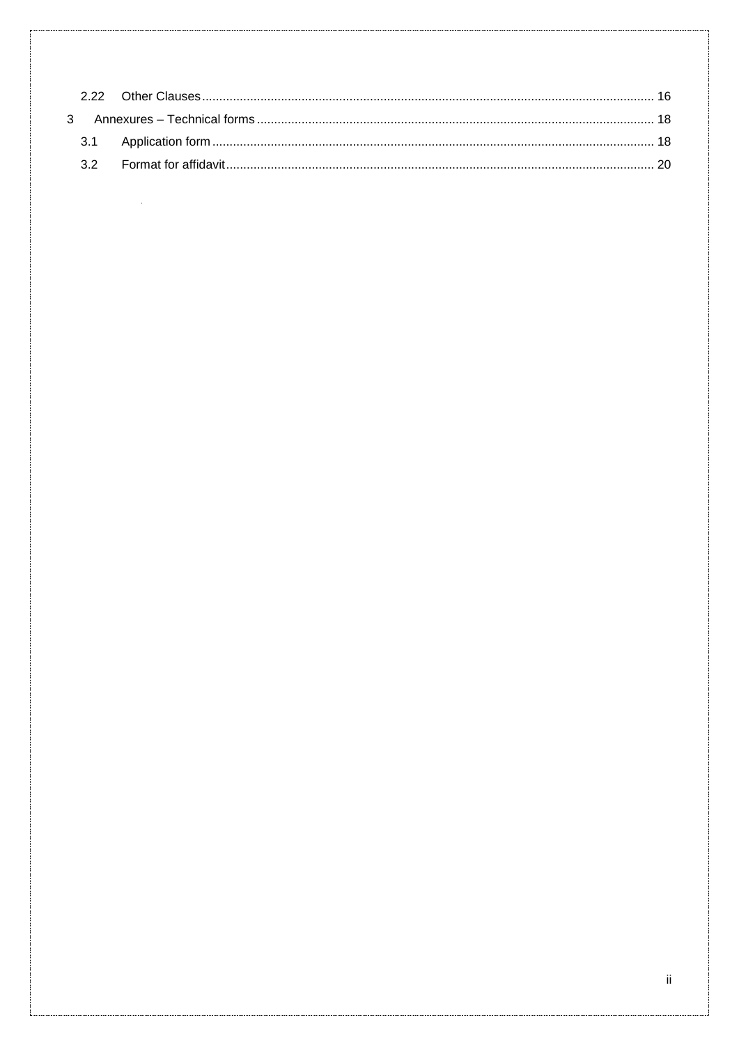2.22 Other Clauses ........................................................................................................ 16

3 Annexures – Technical forms ........................................................................................ 18

3.1 Application form ........................................................................................................ 18

3.2 Format for affidavit .................................................................................................... 20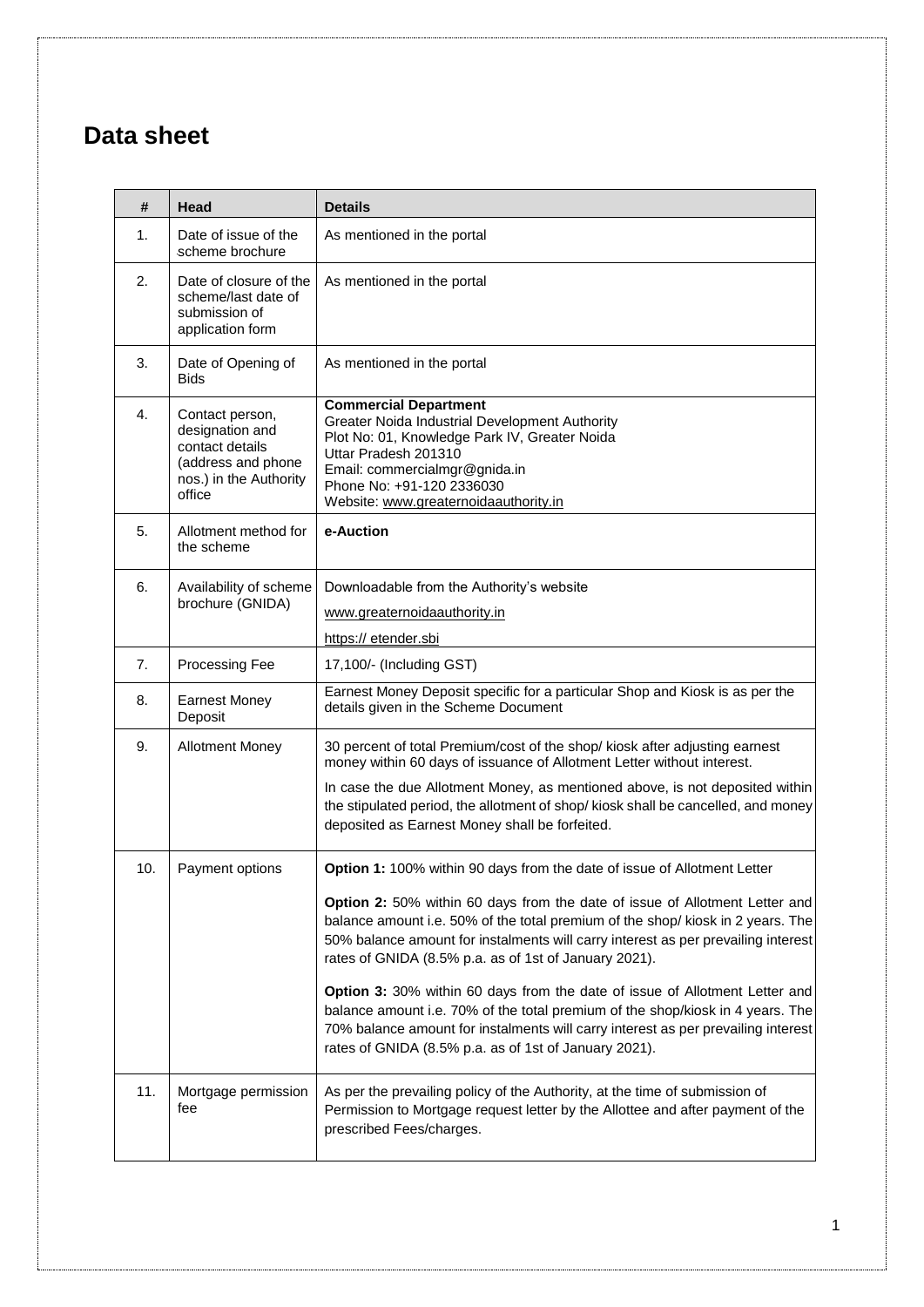# Data sheet

| # | Head | Details |
|---|---|---|
| 1. | Date of issue of the scheme brochure | As mentioned in the portal |
| 2. | Date of closure of the scheme/last date of submission of application form | As mentioned in the portal |
| 3. | Date of Opening of Bids | As mentioned in the portal |
| 4. | Contact person, designation and contact details (address and phone nos.) in the Authority office | **Commercial Department**<br>Greater Noida Industrial Development Authority<br>Plot No: 01, Knowledge Park IV, Greater Noida<br>Uttar Pradesh 201310<br>Email: commercialmgr@gnida.in<br>Phone No: +91-120 2336030<br>Website: www.greaternoidaauthority.in |
| 5. | Allotment method for the scheme | **e-Auction** |
| 6. | Availability of scheme brochure (GNIDA) | Downloadable from the Authority's website<br>www.greaternoidaauthority.in<br>https:// etender.sbi |
| 7. | Processing Fee | 17,100/- (Including GST) |
| 8. | Earnest Money Deposit | Earnest Money Deposit specific for a particular Shop and Kiosk is as per the details given in the Scheme Document |
| 9. | Allotment Money | 30 percent of total Premium/cost of the shop/ kiosk after adjusting earnest money within 60 days of issuance of Allotment Letter without interest.<br>In case the due Allotment Money, as mentioned above, is not deposited within the stipulated period, the allotment of shop/ kiosk shall be cancelled, and money deposited as Earnest Money shall be forfeited. |
| 10. | Payment options | **Option 1:** 100% within 90 days from the date of issue of Allotment Letter<br>**Option 2:** 50% within 60 days from the date of issue of Allotment Letter and balance amount i.e. 50% of the total premium of the shop/ kiosk in 2 years. The 50% balance amount for instalments will carry interest as per prevailing interest rates of GNIDA (8.5% p.a. as of 1st of January 2021).<br>**Option 3:** 30% within 60 days from the date of issue of Allotment Letter and balance amount i.e. 70% of the total premium of the shop/kiosk in 4 years. The 70% balance amount for instalments will carry interest as per prevailing interest rates of GNIDA (8.5% p.a. as of 1st of January 2021). |
| 11. | Mortgage permission fee | As per the prevailing policy of the Authority, at the time of submission of Permission to Mortgage request letter by the Allottee and after payment of the prescribed Fees/charges. |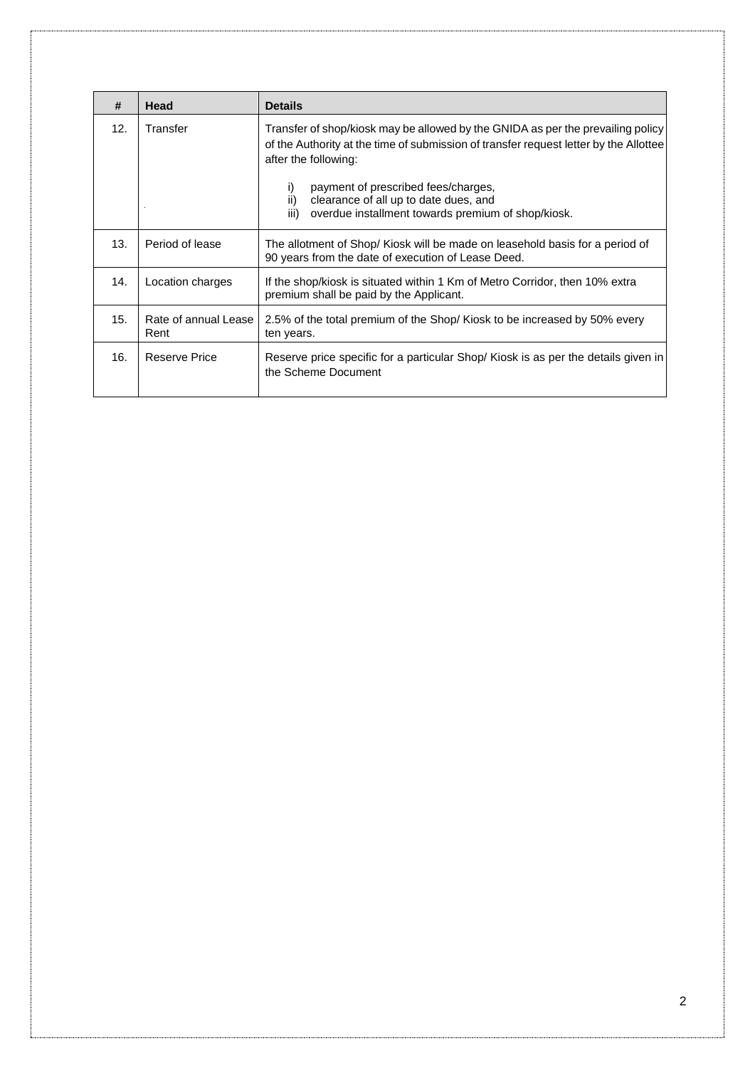| # | Head | Details |
|---|---|---|
| 12. | Transfer | Transfer of shop/kiosk may be allowed by the GNIDA as per the prevailing policy of the Authority at the time of submission of transfer request letter by the Allottee after the following:<br><br>i) payment of prescribed fees/charges,<br>ii) clearance of all up to date dues, and<br>iii) overdue installment towards premium of shop/kiosk. |
| 13. | Period of lease | The allotment of Shop/ Kiosk will be made on leasehold basis for a period of 90 years from the date of execution of Lease Deed. |
| 14. | Location charges | If the shop/kiosk is situated within 1 Km of Metro Corridor, then 10% extra premium shall be paid by the Applicant. |
| 15. | Rate of annual Lease Rent | 2.5% of the total premium of the Shop/ Kiosk to be increased by 50% every ten years. |
| 16. | Reserve Price | Reserve price specific for a particular Shop/ Kiosk is as per the details given in the Scheme Document |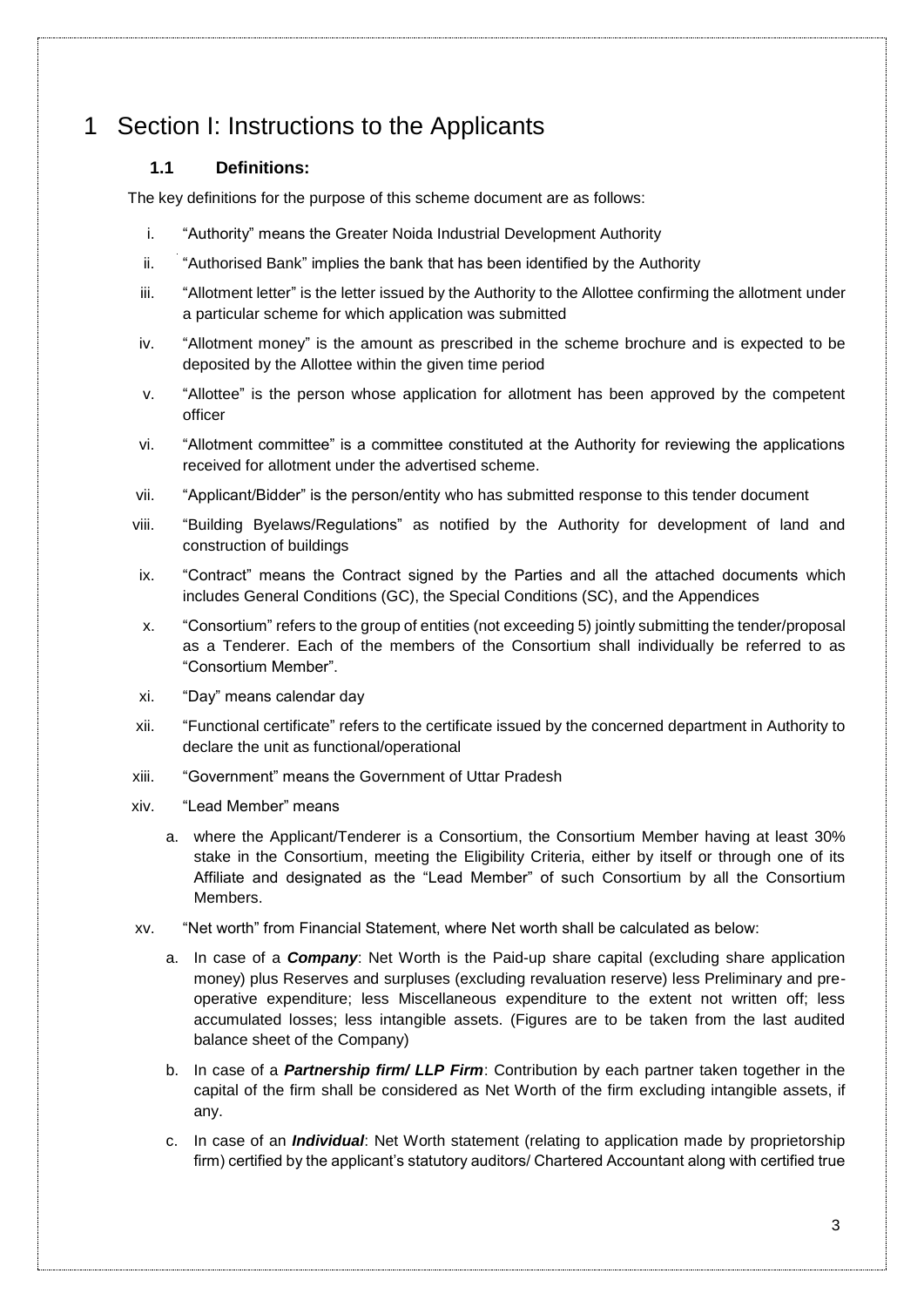# 1 Section I: Instructions to the Applicants

### 1.1 Definitions:

The key definitions for the purpose of this scheme document are as follows:

i. "Authority" means the Greater Noida Industrial Development Authority

ii. "Authorised Bank" implies the bank that has been identified by the Authority

iii. "Allotment letter" is the letter issued by the Authority to the Allottee confirming the allotment under a particular scheme for which application was submitted

iv. "Allotment money" is the amount as prescribed in the scheme brochure and is expected to be deposited by the Allottee within the given time period

v. "Allottee" is the person whose application for allotment has been approved by the competent officer

vi. "Allotment committee" is a committee constituted at the Authority for reviewing the applications received for allotment under the advertised scheme.

vii. "Applicant/Bidder" is the person/entity who has submitted response to this tender document

viii. "Building Byelaws/Regulations" as notified by the Authority for development of land and construction of buildings

ix. "Contract" means the Contract signed by the Parties and all the attached documents which includes General Conditions (GC), the Special Conditions (SC), and the Appendices

x. "Consortium" refers to the group of entities (not exceeding 5) jointly submitting the tender/proposal as a Tenderer. Each of the members of the Consortium shall individually be referred to as "Consortium Member".

xi. "Day" means calendar day

xii. "Functional certificate" refers to the certificate issued by the concerned department in Authority to declare the unit as functional/operational

xiii. "Government" means the Government of Uttar Pradesh

xiv. "Lead Member" means

   a. where the Applicant/Tenderer is a Consortium, the Consortium Member having at least 30% stake in the Consortium, meeting the Eligibility Criteria, either by itself or through one of its Affiliate and designated as the "Lead Member" of such Consortium by all the Consortium Members.

xv. "Net worth" from Financial Statement, where Net worth shall be calculated as below:

   a. In case of a ***Company***: Net Worth is the Paid-up share capital (excluding share application money) plus Reserves and surpluses (excluding revaluation reserve) less Preliminary and pre-operative expenditure; less Miscellaneous expenditure to the extent not written off; less accumulated losses; less intangible assets. (Figures are to be taken from the last audited balance sheet of the Company)

   b. In case of a ***Partnership firm/ LLP Firm***: Contribution by each partner taken together in the capital of the firm shall be considered as Net Worth of the firm excluding intangible assets, if any.

   c. In case of an ***Individual***: Net Worth statement (relating to application made by proprietorship firm) certified by the applicant's statutory auditors/ Chartered Accountant along with certified true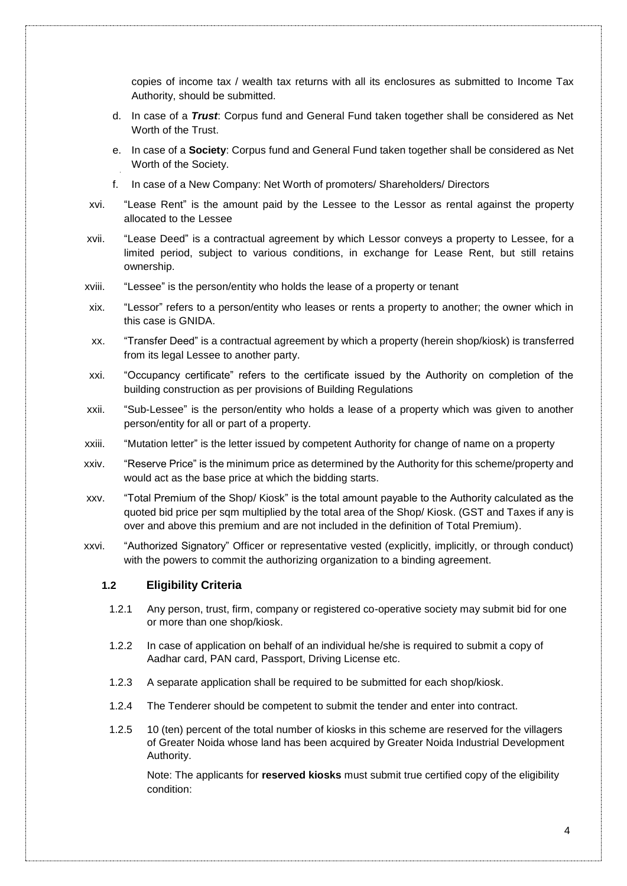copies of income tax / wealth tax returns with all its enclosures as submitted to Income Tax Authority, should be submitted.

d. In case of a ***Trust***: Corpus fund and General Fund taken together shall be considered as Net Worth of the Trust.

e. In case of a **Society**: Corpus fund and General Fund taken together shall be considered as Net Worth of the Society.

f. In case of a New Company: Net Worth of promoters/ Shareholders/ Directors

xvi. "Lease Rent" is the amount paid by the Lessee to the Lessor as rental against the property allocated to the Lessee

xvii. "Lease Deed" is a contractual agreement by which Lessor conveys a property to Lessee, for a limited period, subject to various conditions, in exchange for Lease Rent, but still retains ownership.

xviii. "Lessee" is the person/entity who holds the lease of a property or tenant

xix. "Lessor" refers to a person/entity who leases or rents a property to another; the owner which in this case is GNIDA.

xx. "Transfer Deed" is a contractual agreement by which a property (herein shop/kiosk) is transferred from its legal Lessee to another party.

xxi. "Occupancy certificate" refers to the certificate issued by the Authority on completion of the building construction as per provisions of Building Regulations

xxii. "Sub-Lessee" is the person/entity who holds a lease of a property which was given to another person/entity for all or part of a property.

xxiii. "Mutation letter" is the letter issued by competent Authority for change of name on a property

xxiv. "Reserve Price" is the minimum price as determined by the Authority for this scheme/property and would act as the base price at which the bidding starts.

xxv. "Total Premium of the Shop/ Kiosk" is the total amount payable to the Authority calculated as the quoted bid price per sqm multiplied by the total area of the Shop/ Kiosk. (GST and Taxes if any is over and above this premium and are not included in the definition of Total Premium).

xxvi. "Authorized Signatory" Officer or representative vested (explicitly, implicitly, or through conduct) with the powers to commit the authorizing organization to a binding agreement.

### 1.2 Eligibility Criteria

1.2.1 Any person, trust, firm, company or registered co-operative society may submit bid for one or more than one shop/kiosk.

1.2.2 In case of application on behalf of an individual he/she is required to submit a copy of Aadhar card, PAN card, Passport, Driving License etc.

1.2.3 A separate application shall be required to be submitted for each shop/kiosk.

1.2.4 The Tenderer should be competent to submit the tender and enter into contract.

1.2.5 10 (ten) percent of the total number of kiosks in this scheme are reserved for the villagers of Greater Noida whose land has been acquired by Greater Noida Industrial Development Authority.

Note: The applicants for **reserved kiosks** must submit true certified copy of the eligibility condition: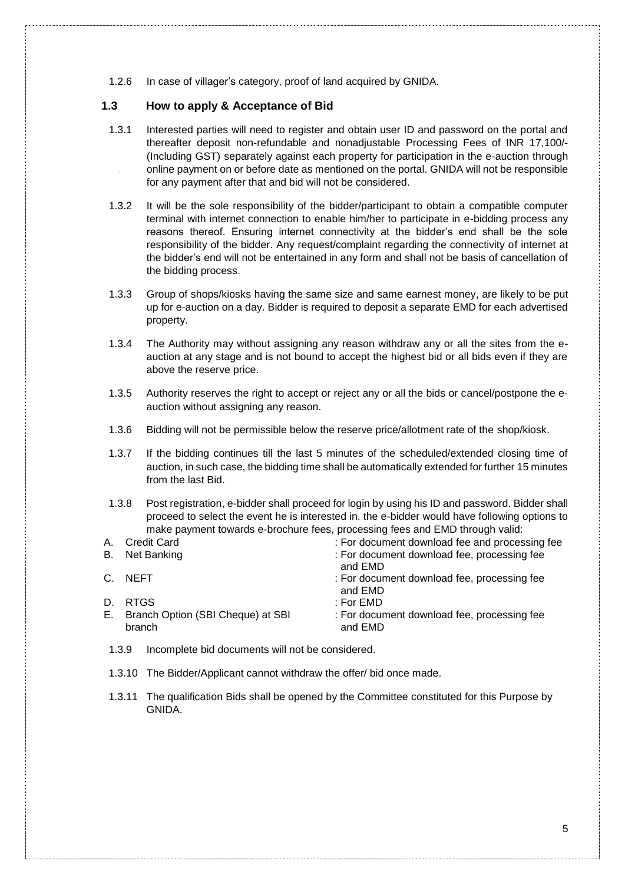1.2.6 In case of villager's category, proof of land acquired by GNIDA.

## 1.3 How to apply & Acceptance of Bid

1.3.1 Interested parties will need to register and obtain user ID and password on the portal and thereafter deposit non-refundable and nonadjustable Processing Fees of INR 17,100/- (Including GST) separately against each property for participation in the e-auction through online payment on or before date as mentioned on the portal. GNIDA will not be responsible for any payment after that and bid will not be considered.

1.3.2 It will be the sole responsibility of the bidder/participant to obtain a compatible computer terminal with internet connection to enable him/her to participate in e-bidding process any reasons thereof. Ensuring internet connectivity at the bidder's end shall be the sole responsibility of the bidder. Any request/complaint regarding the connectivity of internet at the bidder's end will not be entertained in any form and shall not be basis of cancellation of the bidding process.

1.3.3 Group of shops/kiosks having the same size and same earnest money, are likely to be put up for e-auction on a day. Bidder is required to deposit a separate EMD for each advertised property.

1.3.4 The Authority may without assigning any reason withdraw any or all the sites from the e-auction at any stage and is not bound to accept the highest bid or all bids even if they are above the reserve price.

1.3.5 Authority reserves the right to accept or reject any or all the bids or cancel/postpone the e-auction without assigning any reason.

1.3.6 Bidding will not be permissible below the reserve price/allotment rate of the shop/kiosk.

1.3.7 If the bidding continues till the last 5 minutes of the scheduled/extended closing time of auction, in such case, the bidding time shall be automatically extended for further 15 minutes from the last Bid.

1.3.8 Post registration, e-bidder shall proceed for login by using his ID and password. Bidder shall proceed to select the event he is interested in. the e-bidder would have following options to make payment towards e-brochure fees, processing fees and EMD through valid:

A. Credit Card : For document download fee and processing fee
B. Net Banking : For document download fee, processing fee and EMD
C. NEFT : For document download fee, processing fee and EMD
D. RTGS : For EMD
E. Branch Option (SBI Cheque) at SBI branch : For document download fee, processing fee and EMD

1.3.9 Incomplete bid documents will not be considered.

1.3.10 The Bidder/Applicant cannot withdraw the offer/ bid once made.

1.3.11 The qualification Bids shall be opened by the Committee constituted for this Purpose by GNIDA.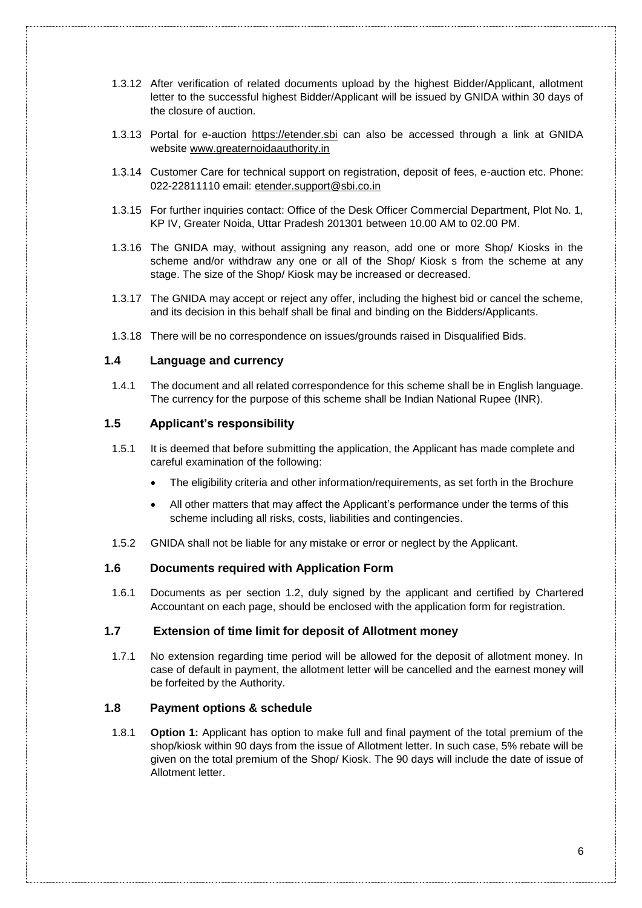1.3.12 After verification of related documents upload by the highest Bidder/Applicant, allotment letter to the successful highest Bidder/Applicant will be issued by GNIDA within 30 days of the closure of auction.

1.3.13 Portal for e-auction https://etender.sbi can also be accessed through a link at GNIDA website www.greaternoidaauthority.in

1.3.14 Customer Care for technical support on registration, deposit of fees, e-auction etc. Phone: 022-22811110 email: etender.support@sbi.co.in

1.3.15 For further inquiries contact: Office of the Desk Officer Commercial Department, Plot No. 1, KP IV, Greater Noida, Uttar Pradesh 201301 between 10.00 AM to 02.00 PM.

1.3.16 The GNIDA may, without assigning any reason, add one or more Shop/ Kiosks in the scheme and/or withdraw any one or all of the Shop/ Kiosk s from the scheme at any stage. The size of the Shop/ Kiosk may be increased or decreased.

1.3.17 The GNIDA may accept or reject any offer, including the highest bid or cancel the scheme, and its decision in this behalf shall be final and binding on the Bidders/Applicants.

1.3.18 There will be no correspondence on issues/grounds raised in Disqualified Bids.

### 1.4 Language and currency

1.4.1 The document and all related correspondence for this scheme shall be in English language. The currency for the purpose of this scheme shall be Indian National Rupee (INR).

### 1.5 Applicant's responsibility

1.5.1 It is deemed that before submitting the application, the Applicant has made complete and careful examination of the following:

- The eligibility criteria and other information/requirements, as set forth in the Brochure
- All other matters that may affect the Applicant's performance under the terms of this scheme including all risks, costs, liabilities and contingencies.

1.5.2 GNIDA shall not be liable for any mistake or error or neglect by the Applicant.

### 1.6 Documents required with Application Form

1.6.1 Documents as per section 1.2, duly signed by the applicant and certified by Chartered Accountant on each page, should be enclosed with the application form for registration.

### 1.7 Extension of time limit for deposit of Allotment money

1.7.1 No extension regarding time period will be allowed for the deposit of allotment money. In case of default in payment, the allotment letter will be cancelled and the earnest money will be forfeited by the Authority.

### 1.8 Payment options & schedule

1.8.1 **Option 1:** Applicant has option to make full and final payment of the total premium of the shop/kiosk within 90 days from the issue of Allotment letter. In such case, 5% rebate will be given on the total premium of the Shop/ Kiosk. The 90 days will include the date of issue of Allotment letter.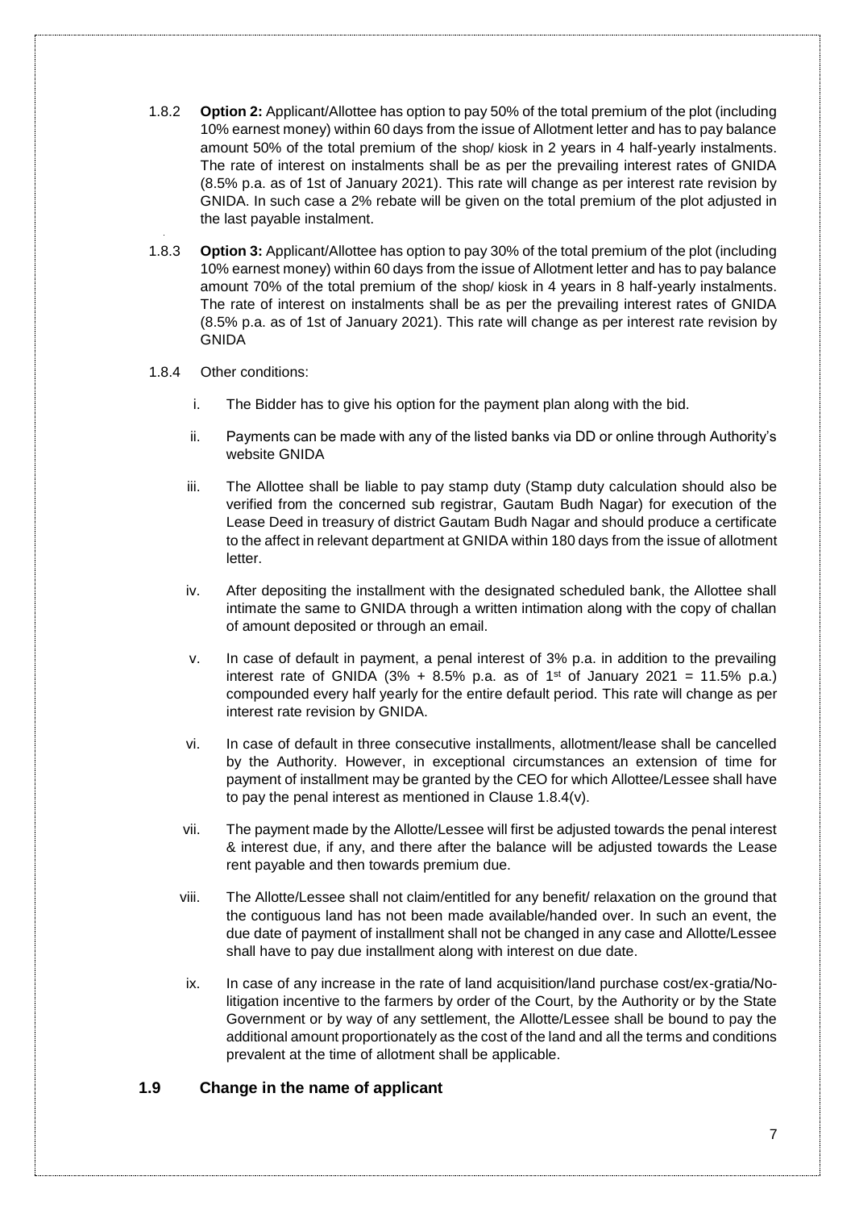1.8.2 **Option 2:** Applicant/Allottee has option to pay 50% of the total premium of the plot (including 10% earnest money) within 60 days from the issue of Allotment letter and has to pay balance amount 50% of the total premium of the shop/ kiosk in 2 years in 4 half-yearly instalments. The rate of interest on instalments shall be as per the prevailing interest rates of GNIDA (8.5% p.a. as of 1st of January 2021). This rate will change as per interest rate revision by GNIDA. In such case a 2% rebate will be given on the total premium of the plot adjusted in the last payable instalment.

1.8.3 **Option 3:** Applicant/Allottee has option to pay 30% of the total premium of the plot (including 10% earnest money) within 60 days from the issue of Allotment letter and has to pay balance amount 70% of the total premium of the shop/ kiosk in 4 years in 8 half-yearly instalments. The rate of interest on instalments shall be as per the prevailing interest rates of GNIDA (8.5% p.a. as of 1st of January 2021). This rate will change as per interest rate revision by GNIDA

1.8.4 Other conditions:

i. The Bidder has to give his option for the payment plan along with the bid.

ii. Payments can be made with any of the listed banks via DD or online through Authority's website GNIDA

iii. The Allottee shall be liable to pay stamp duty (Stamp duty calculation should also be verified from the concerned sub registrar, Gautam Budh Nagar) for execution of the Lease Deed in treasury of district Gautam Budh Nagar and should produce a certificate to the affect in relevant department at GNIDA within 180 days from the issue of allotment letter.

iv. After depositing the installment with the designated scheduled bank, the Allottee shall intimate the same to GNIDA through a written intimation along with the copy of challan of amount deposited or through an email.

v. In case of default in payment, a penal interest of 3% p.a. in addition to the prevailing interest rate of GNIDA (3% + 8.5% p.a. as of 1st of January 2021 = 11.5% p.a.) compounded every half yearly for the entire default period. This rate will change as per interest rate revision by GNIDA.

vi. In case of default in three consecutive installments, allotment/lease shall be cancelled by the Authority. However, in exceptional circumstances an extension of time for payment of installment may be granted by the CEO for which Allottee/Lessee shall have to pay the penal interest as mentioned in Clause 1.8.4(v).

vii. The payment made by the Allotte/Lessee will first be adjusted towards the penal interest & interest due, if any, and there after the balance will be adjusted towards the Lease rent payable and then towards premium due.

viii. The Allotte/Lessee shall not claim/entitled for any benefit/ relaxation on the ground that the contiguous land has not been made available/handed over. In such an event, the due date of payment of installment shall not be changed in any case and Allotte/Lessee shall have to pay due installment along with interest on due date.

ix. In case of any increase in the rate of land acquisition/land purchase cost/ex-gratia/No-litigation incentive to the farmers by order of the Court, by the Authority or by the State Government or by way of any settlement, the Allotte/Lessee shall be bound to pay the additional amount proportionately as the cost of the land and all the terms and conditions prevalent at the time of allotment shall be applicable.

## 1.9 Change in the name of applicant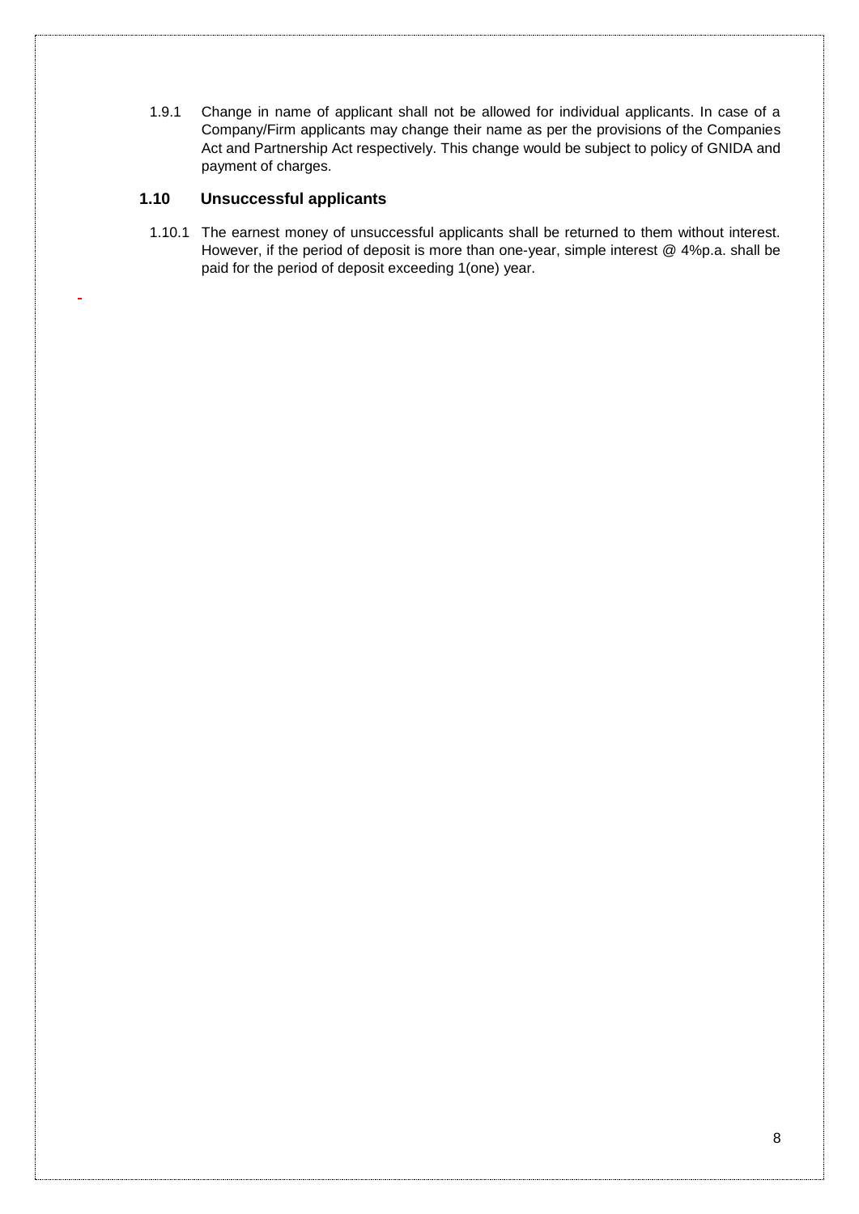1.9.1 Change in name of applicant shall not be allowed for individual applicants. In case of a Company/Firm applicants may change their name as per the provisions of the Companies Act and Partnership Act respectively. This change would be subject to policy of GNIDA and payment of charges.

### 1.10 Unsuccessful applicants

1.10.1 The earnest money of unsuccessful applicants shall be returned to them without interest. However, if the period of deposit is more than one-year, simple interest @ 4%p.a. shall be paid for the period of deposit exceeding 1(one) year.

-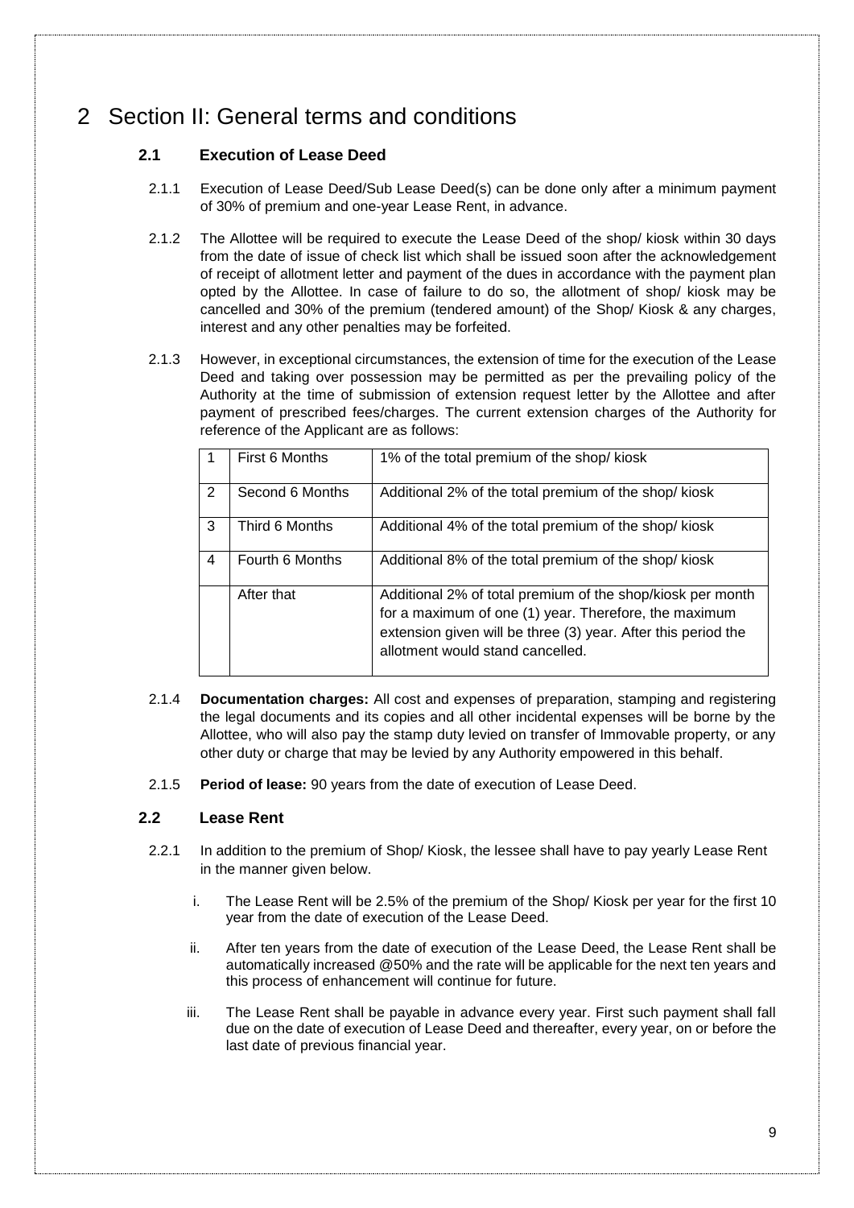# 2 Section II: General terms and conditions

## 2.1 Execution of Lease Deed

2.1.1 Execution of Lease Deed/Sub Lease Deed(s) can be done only after a minimum payment of 30% of premium and one-year Lease Rent, in advance.

2.1.2 The Allottee will be required to execute the Lease Deed of the shop/ kiosk within 30 days from the date of issue of check list which shall be issued soon after the acknowledgement of receipt of allotment letter and payment of the dues in accordance with the payment plan opted by the Allottee. In case of failure to do so, the allotment of shop/ kiosk may be cancelled and 30% of the premium (tendered amount) of the Shop/ Kiosk & any charges, interest and any other penalties may be forfeited.

2.1.3 However, in exceptional circumstances, the extension of time for the execution of the Lease Deed and taking over possession may be permitted as per the prevailing policy of the Authority at the time of submission of extension request letter by the Allottee and after payment of prescribed fees/charges. The current extension charges of the Authority for reference of the Applicant are as follows:

| | | |
|---|---|---|
| 1 | First 6 Months | 1% of the total premium of the shop/ kiosk |
| 2 | Second 6 Months | Additional 2% of the total premium of the shop/ kiosk |
| 3 | Third 6 Months | Additional 4% of the total premium of the shop/ kiosk |
| 4 | Fourth 6 Months | Additional 8% of the total premium of the shop/ kiosk |
| | After that | Additional 2% of total premium of the shop/kiosk per month for a maximum of one (1) year. Therefore, the maximum extension given will be three (3) year. After this period the allotment would stand cancelled. |

2.1.4 **Documentation charges:** All cost and expenses of preparation, stamping and registering the legal documents and its copies and all other incidental expenses will be borne by the Allottee, who will also pay the stamp duty levied on transfer of Immovable property, or any other duty or charge that may be levied by any Authority empowered in this behalf.

2.1.5 **Period of lease:** 90 years from the date of execution of Lease Deed.

## 2.2 Lease Rent

2.2.1 In addition to the premium of Shop/ Kiosk, the lessee shall have to pay yearly Lease Rent in the manner given below.

i. The Lease Rent will be 2.5% of the premium of the Shop/ Kiosk per year for the first 10 year from the date of execution of the Lease Deed.

ii. After ten years from the date of execution of the Lease Deed, the Lease Rent shall be automatically increased @50% and the rate will be applicable for the next ten years and this process of enhancement will continue for future.

iii. The Lease Rent shall be payable in advance every year. First such payment shall fall due on the date of execution of Lease Deed and thereafter, every year, on or before the last date of previous financial year.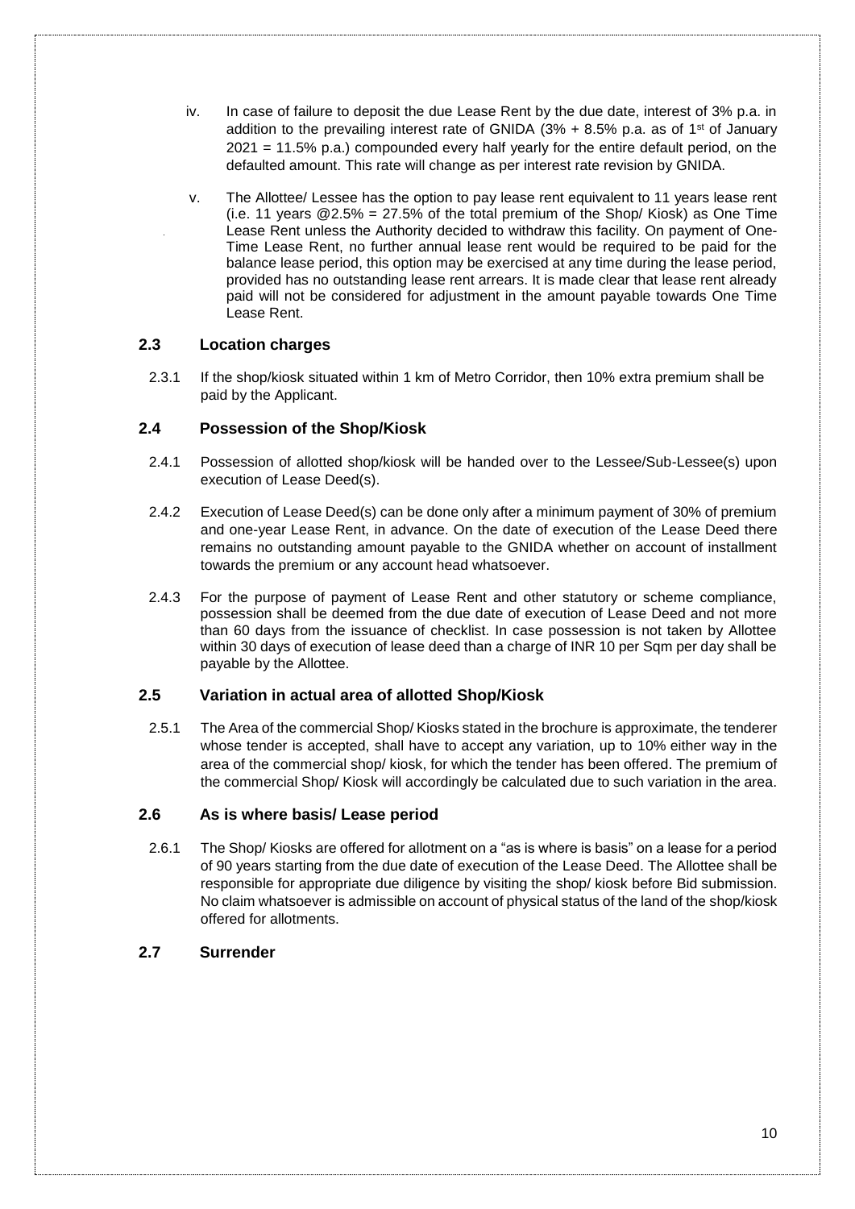iv. In case of failure to deposit the due Lease Rent by the due date, interest of 3% p.a. in addition to the prevailing interest rate of GNIDA (3% + 8.5% p.a. as of 1st of January 2021 = 11.5% p.a.) compounded every half yearly for the entire default period, on the defaulted amount. This rate will change as per interest rate revision by GNIDA.

v. The Allottee/ Lessee has the option to pay lease rent equivalent to 11 years lease rent (i.e. 11 years @2.5% = 27.5% of the total premium of the Shop/ Kiosk) as One Time Lease Rent unless the Authority decided to withdraw this facility. On payment of One-Time Lease Rent, no further annual lease rent would be required to be paid for the balance lease period, this option may be exercised at any time during the lease period, provided has no outstanding lease rent arrears. It is made clear that lease rent already paid will not be considered for adjustment in the amount payable towards One Time Lease Rent.

### 2.3 Location charges

2.3.1 If the shop/kiosk situated within 1 km of Metro Corridor, then 10% extra premium shall be paid by the Applicant.

### 2.4 Possession of the Shop/Kiosk

2.4.1 Possession of allotted shop/kiosk will be handed over to the Lessee/Sub-Lessee(s) upon execution of Lease Deed(s).

2.4.2 Execution of Lease Deed(s) can be done only after a minimum payment of 30% of premium and one-year Lease Rent, in advance. On the date of execution of the Lease Deed there remains no outstanding amount payable to the GNIDA whether on account of installment towards the premium or any account head whatsoever.

2.4.3 For the purpose of payment of Lease Rent and other statutory or scheme compliance, possession shall be deemed from the due date of execution of Lease Deed and not more than 60 days from the issuance of checklist. In case possession is not taken by Allottee within 30 days of execution of lease deed than a charge of INR 10 per Sqm per day shall be payable by the Allottee.

### 2.5 Variation in actual area of allotted Shop/Kiosk

2.5.1 The Area of the commercial Shop/ Kiosks stated in the brochure is approximate, the tenderer whose tender is accepted, shall have to accept any variation, up to 10% either way in the area of the commercial shop/ kiosk, for which the tender has been offered. The premium of the commercial Shop/ Kiosk will accordingly be calculated due to such variation in the area.

### 2.6 As is where basis/ Lease period

2.6.1 The Shop/ Kiosks are offered for allotment on a "as is where is basis" on a lease for a period of 90 years starting from the due date of execution of the Lease Deed. The Allottee shall be responsible for appropriate due diligence by visiting the shop/ kiosk before Bid submission. No claim whatsoever is admissible on account of physical status of the land of the shop/kiosk offered for allotments.

### 2.7 Surrender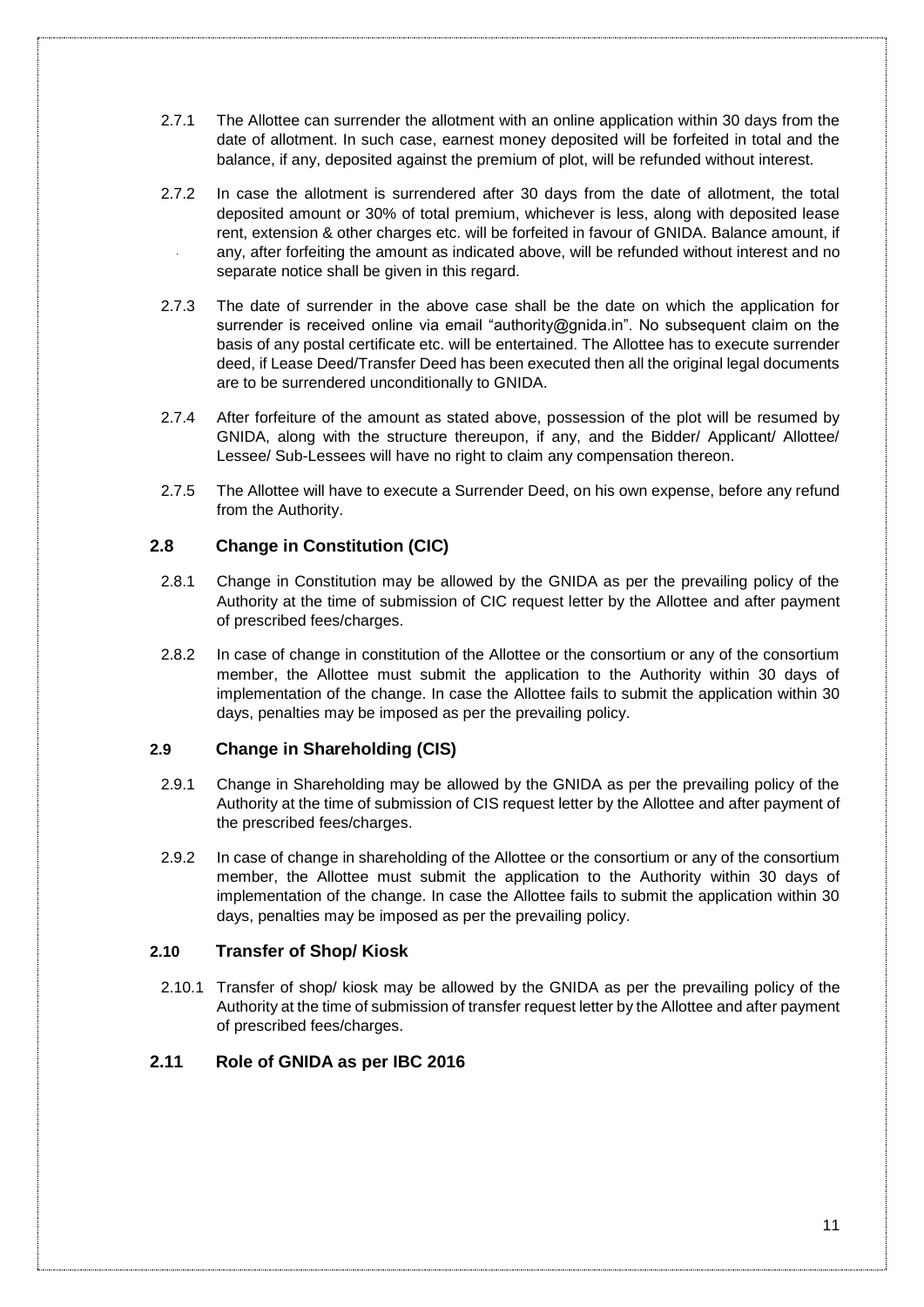2.7.1 The Allottee can surrender the allotment with an online application within 30 days from the date of allotment. In such case, earnest money deposited will be forfeited in total and the balance, if any, deposited against the premium of plot, will be refunded without interest.

2.7.2 In case the allotment is surrendered after 30 days from the date of allotment, the total deposited amount or 30% of total premium, whichever is less, along with deposited lease rent, extension & other charges etc. will be forfeited in favour of GNIDA. Balance amount, if any, after forfeiting the amount as indicated above, will be refunded without interest and no separate notice shall be given in this regard.

2.7.3 The date of surrender in the above case shall be the date on which the application for surrender is received online via email "authority@gnida.in". No subsequent claim on the basis of any postal certificate etc. will be entertained. The Allottee has to execute surrender deed, if Lease Deed/Transfer Deed has been executed then all the original legal documents are to be surrendered unconditionally to GNIDA.

2.7.4 After forfeiture of the amount as stated above, possession of the plot will be resumed by GNIDA, along with the structure thereupon, if any, and the Bidder/ Applicant/ Allottee/ Lessee/ Sub-Lessees will have no right to claim any compensation thereon.

2.7.5 The Allottee will have to execute a Surrender Deed, on his own expense, before any refund from the Authority.

### 2.8 Change in Constitution (CIC)

2.8.1 Change in Constitution may be allowed by the GNIDA as per the prevailing policy of the Authority at the time of submission of CIC request letter by the Allottee and after payment of prescribed fees/charges.

2.8.2 In case of change in constitution of the Allottee or the consortium or any of the consortium member, the Allottee must submit the application to the Authority within 30 days of implementation of the change. In case the Allottee fails to submit the application within 30 days, penalties may be imposed as per the prevailing policy.

### 2.9 Change in Shareholding (CIS)

2.9.1 Change in Shareholding may be allowed by the GNIDA as per the prevailing policy of the Authority at the time of submission of CIS request letter by the Allottee and after payment of the prescribed fees/charges.

2.9.2 In case of change in shareholding of the Allottee or the consortium or any of the consortium member, the Allottee must submit the application to the Authority within 30 days of implementation of the change. In case the Allottee fails to submit the application within 30 days, penalties may be imposed as per the prevailing policy.

### 2.10 Transfer of Shop/ Kiosk

2.10.1 Transfer of shop/ kiosk may be allowed by the GNIDA as per the prevailing policy of the Authority at the time of submission of transfer request letter by the Allottee and after payment of prescribed fees/charges.

### 2.11 Role of GNIDA as per IBC 2016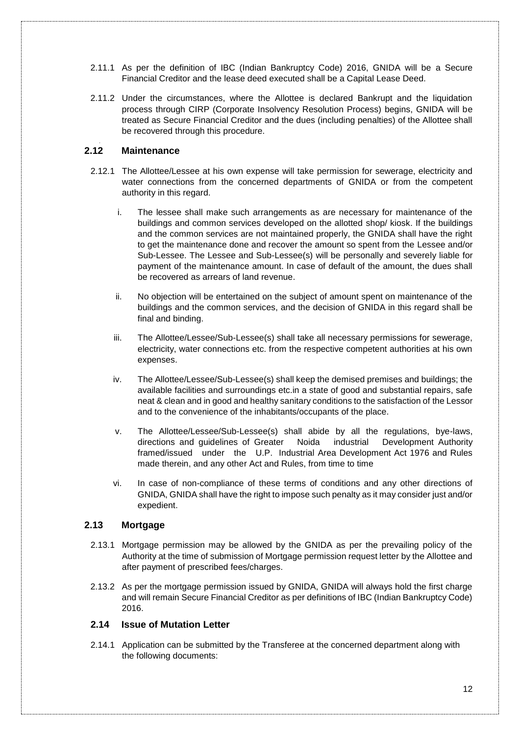2.11.1 As per the definition of IBC (Indian Bankruptcy Code) 2016, GNIDA will be a Secure Financial Creditor and the lease deed executed shall be a Capital Lease Deed.

2.11.2 Under the circumstances, where the Allottee is declared Bankrupt and the liquidation process through CIRP (Corporate Insolvency Resolution Process) begins, GNIDA will be treated as Secure Financial Creditor and the dues (including penalties) of the Allottee shall be recovered through this procedure.

## 2.12 Maintenance

2.12.1 The Allottee/Lessee at his own expense will take permission for sewerage, electricity and water connections from the concerned departments of GNIDA or from the competent authority in this regard.

i. The lessee shall make such arrangements as are necessary for maintenance of the buildings and common services developed on the allotted shop/ kiosk. If the buildings and the common services are not maintained properly, the GNIDA shall have the right to get the maintenance done and recover the amount so spent from the Lessee and/or Sub-Lessee. The Lessee and Sub-Lessee(s) will be personally and severely liable for payment of the maintenance amount. In case of default of the amount, the dues shall be recovered as arrears of land revenue.

ii. No objection will be entertained on the subject of amount spent on maintenance of the buildings and the common services, and the decision of GNIDA in this regard shall be final and binding.

iii. The Allottee/Lessee/Sub-Lessee(s) shall take all necessary permissions for sewerage, electricity, water connections etc. from the respective competent authorities at his own expenses.

iv. The Allottee/Lessee/Sub-Lessee(s) shall keep the demised premises and buildings; the available facilities and surroundings etc.in a state of good and substantial repairs, safe neat & clean and in good and healthy sanitary conditions to the satisfaction of the Lessor and to the convenience of the inhabitants/occupants of the place.

v. The Allottee/Lessee/Sub-Lessee(s) shall abide by all the regulations, bye-laws, directions and guidelines of Greater Noida industrial Development Authority framed/issued under the U.P. Industrial Area Development Act 1976 and Rules made therein, and any other Act and Rules, from time to time

vi. In case of non-compliance of these terms of conditions and any other directions of GNIDA, GNIDA shall have the right to impose such penalty as it may consider just and/or expedient.

## 2.13 Mortgage

2.13.1 Mortgage permission may be allowed by the GNIDA as per the prevailing policy of the Authority at the time of submission of Mortgage permission request letter by the Allottee and after payment of prescribed fees/charges.

2.13.2 As per the mortgage permission issued by GNIDA, GNIDA will always hold the first charge and will remain Secure Financial Creditor as per definitions of IBC (Indian Bankruptcy Code) 2016.

## 2.14 Issue of Mutation Letter

2.14.1 Application can be submitted by the Transferee at the concerned department along with the following documents: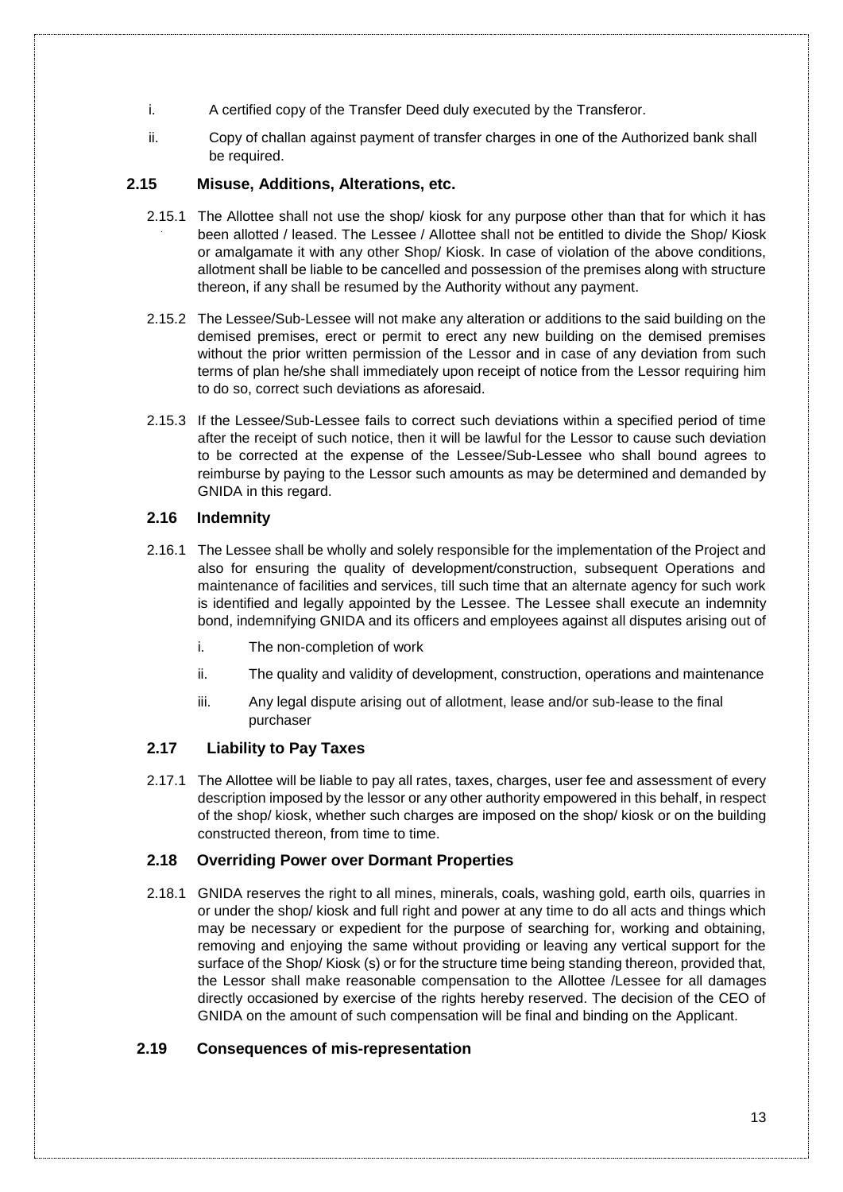i. A certified copy of the Transfer Deed duly executed by the Transferor.

ii. Copy of challan against payment of transfer charges in one of the Authorized bank shall be required.

## 2.15 Misuse, Additions, Alterations, etc.

2.15.1 The Allottee shall not use the shop/ kiosk for any purpose other than that for which it has been allotted / leased. The Lessee / Allottee shall not be entitled to divide the Shop/ Kiosk or amalgamate it with any other Shop/ Kiosk. In case of violation of the above conditions, allotment shall be liable to be cancelled and possession of the premises along with structure thereon, if any shall be resumed by the Authority without any payment.

2.15.2 The Lessee/Sub-Lessee will not make any alteration or additions to the said building on the demised premises, erect or permit to erect any new building on the demised premises without the prior written permission of the Lessor and in case of any deviation from such terms of plan he/she shall immediately upon receipt of notice from the Lessor requiring him to do so, correct such deviations as aforesaid.

2.15.3 If the Lessee/Sub-Lessee fails to correct such deviations within a specified period of time after the receipt of such notice, then it will be lawful for the Lessor to cause such deviation to be corrected at the expense of the Lessee/Sub-Lessee who shall bound agrees to reimburse by paying to the Lessor such amounts as may be determined and demanded by GNIDA in this regard.

## 2.16 Indemnity

2.16.1 The Lessee shall be wholly and solely responsible for the implementation of the Project and also for ensuring the quality of development/construction, subsequent Operations and maintenance of facilities and services, till such time that an alternate agency for such work is identified and legally appointed by the Lessee. The Lessee shall execute an indemnity bond, indemnifying GNIDA and its officers and employees against all disputes arising out of

i. The non-completion of work

ii. The quality and validity of development, construction, operations and maintenance

iii. Any legal dispute arising out of allotment, lease and/or sub-lease to the final purchaser

## 2.17 Liability to Pay Taxes

2.17.1 The Allottee will be liable to pay all rates, taxes, charges, user fee and assessment of every description imposed by the lessor or any other authority empowered in this behalf, in respect of the shop/ kiosk, whether such charges are imposed on the shop/ kiosk or on the building constructed thereon, from time to time.

## 2.18 Overriding Power over Dormant Properties

2.18.1 GNIDA reserves the right to all mines, minerals, coals, washing gold, earth oils, quarries in or under the shop/ kiosk and full right and power at any time to do all acts and things which may be necessary or expedient for the purpose of searching for, working and obtaining, removing and enjoying the same without providing or leaving any vertical support for the surface of the Shop/ Kiosk (s) or for the structure time being standing thereon, provided that, the Lessor shall make reasonable compensation to the Allottee /Lessee for all damages directly occasioned by exercise of the rights hereby reserved. The decision of the CEO of GNIDA on the amount of such compensation will be final and binding on the Applicant.

## 2.19 Consequences of mis-representation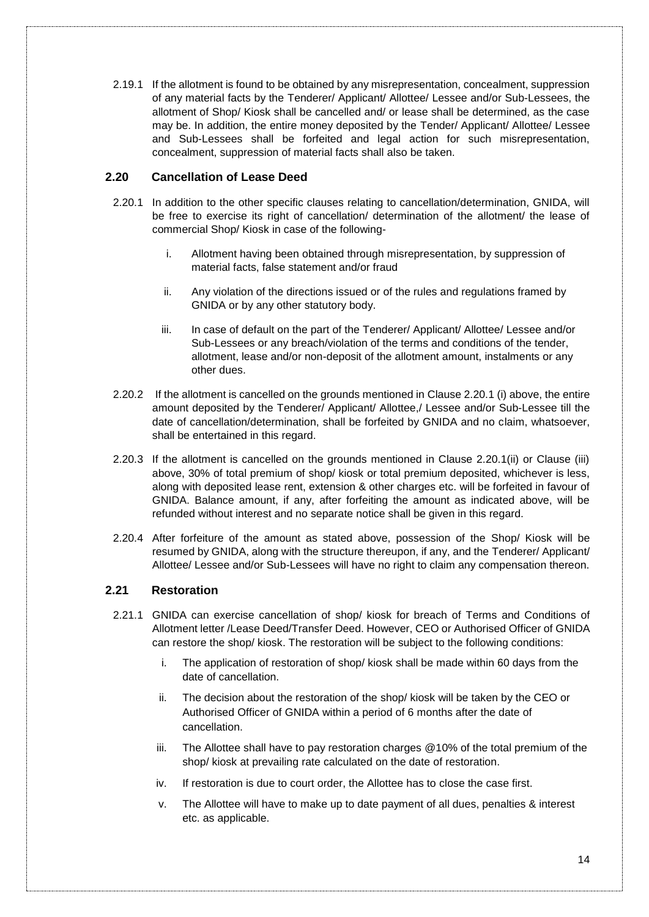2.19.1 If the allotment is found to be obtained by any misrepresentation, concealment, suppression of any material facts by the Tenderer/ Applicant/ Allottee/ Lessee and/or Sub-Lessees, the allotment of Shop/ Kiosk shall be cancelled and/ or lease shall be determined, as the case may be. In addition, the entire money deposited by the Tender/ Applicant/ Allottee/ Lessee and Sub-Lessees shall be forfeited and legal action for such misrepresentation, concealment, suppression of material facts shall also be taken.

### 2.20 Cancellation of Lease Deed

2.20.1 In addition to the other specific clauses relating to cancellation/determination, GNIDA, will be free to exercise its right of cancellation/ determination of the allotment/ the lease of commercial Shop/ Kiosk in case of the following-

i. Allotment having been obtained through misrepresentation, by suppression of material facts, false statement and/or fraud

ii. Any violation of the directions issued or of the rules and regulations framed by GNIDA or by any other statutory body.

iii. In case of default on the part of the Tenderer/ Applicant/ Allottee/ Lessee and/or Sub-Lessees or any breach/violation of the terms and conditions of the tender, allotment, lease and/or non-deposit of the allotment amount, instalments or any other dues.

2.20.2 If the allotment is cancelled on the grounds mentioned in Clause 2.20.1 (i) above, the entire amount deposited by the Tenderer/ Applicant/ Allottee,/ Lessee and/or Sub-Lessee till the date of cancellation/determination, shall be forfeited by GNIDA and no claim, whatsoever, shall be entertained in this regard.

2.20.3 If the allotment is cancelled on the grounds mentioned in Clause 2.20.1(ii) or Clause (iii) above, 30% of total premium of shop/ kiosk or total premium deposited, whichever is less, along with deposited lease rent, extension & other charges etc. will be forfeited in favour of GNIDA. Balance amount, if any, after forfeiting the amount as indicated above, will be refunded without interest and no separate notice shall be given in this regard.

2.20.4 After forfeiture of the amount as stated above, possession of the Shop/ Kiosk will be resumed by GNIDA, along with the structure thereupon, if any, and the Tenderer/ Applicant/ Allottee/ Lessee and/or Sub-Lessees will have no right to claim any compensation thereon.

### 2.21 Restoration

2.21.1 GNIDA can exercise cancellation of shop/ kiosk for breach of Terms and Conditions of Allotment letter /Lease Deed/Transfer Deed. However, CEO or Authorised Officer of GNIDA can restore the shop/ kiosk. The restoration will be subject to the following conditions:

i. The application of restoration of shop/ kiosk shall be made within 60 days from the date of cancellation.

ii. The decision about the restoration of the shop/ kiosk will be taken by the CEO or Authorised Officer of GNIDA within a period of 6 months after the date of cancellation.

iii. The Allottee shall have to pay restoration charges @10% of the total premium of the shop/ kiosk at prevailing rate calculated on the date of restoration.

iv. If restoration is due to court order, the Allottee has to close the case first.

v. The Allottee will have to make up to date payment of all dues, penalties & interest etc. as applicable.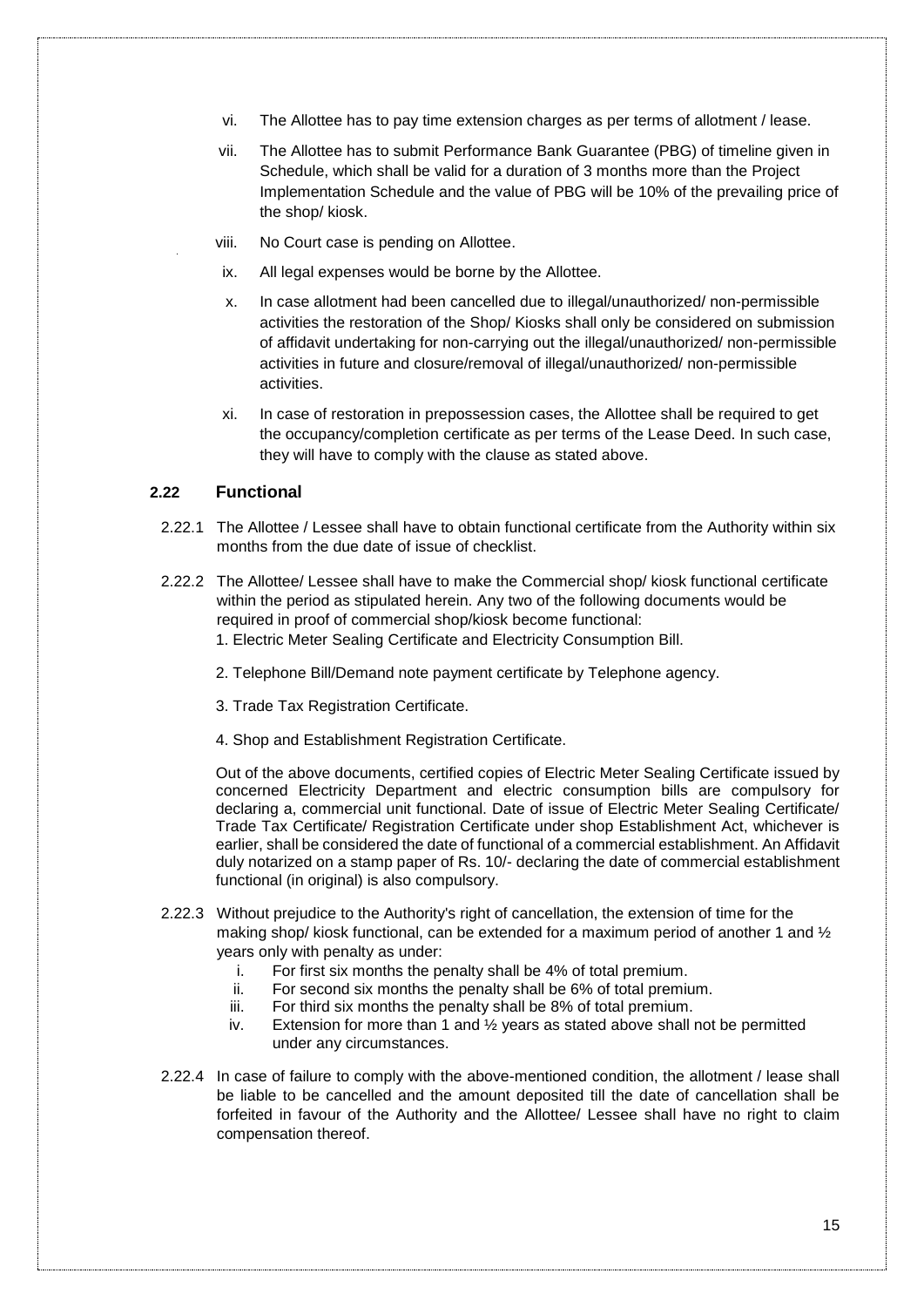vi. The Allottee has to pay time extension charges as per terms of allotment / lease.

vii. The Allottee has to submit Performance Bank Guarantee (PBG) of timeline given in Schedule, which shall be valid for a duration of 3 months more than the Project Implementation Schedule and the value of PBG will be 10% of the prevailing price of the shop/ kiosk.

viii. No Court case is pending on Allottee.

ix. All legal expenses would be borne by the Allottee.

x. In case allotment had been cancelled due to illegal/unauthorized/ non-permissible activities the restoration of the Shop/ Kiosks shall only be considered on submission of affidavit undertaking for non-carrying out the illegal/unauthorized/ non-permissible activities in future and closure/removal of illegal/unauthorized/ non-permissible activities.

xi. In case of restoration in prepossession cases, the Allottee shall be required to get the occupancy/completion certificate as per terms of the Lease Deed. In such case, they will have to comply with the clause as stated above.

### 2.22 Functional

2.22.1 The Allottee / Lessee shall have to obtain functional certificate from the Authority within six months from the due date of issue of checklist.

2.22.2 The Allottee/ Lessee shall have to make the Commercial shop/ kiosk functional certificate within the period as stipulated herein. Any two of the following documents would be required in proof of commercial shop/kiosk become functional:

1. Electric Meter Sealing Certificate and Electricity Consumption Bill.
2. Telephone Bill/Demand note payment certificate by Telephone agency.
3. Trade Tax Registration Certificate.
4. Shop and Establishment Registration Certificate.

Out of the above documents, certified copies of Electric Meter Sealing Certificate issued by concerned Electricity Department and electric consumption bills are compulsory for declaring a, commercial unit functional. Date of issue of Electric Meter Sealing Certificate/ Trade Tax Certificate/ Registration Certificate under shop Establishment Act, whichever is earlier, shall be considered the date of functional of a commercial establishment. An Affidavit duly notarized on a stamp paper of Rs. 10/- declaring the date of commercial establishment functional (in original) is also compulsory.

2.22.3 Without prejudice to the Authority's right of cancellation, the extension of time for the making shop/ kiosk functional, can be extended for a maximum period of another 1 and ½ years only with penalty as under:

i. For first six months the penalty shall be 4% of total premium.
ii. For second six months the penalty shall be 6% of total premium.
iii. For third six months the penalty shall be 8% of total premium.
iv. Extension for more than 1 and ½ years as stated above shall not be permitted under any circumstances.

2.22.4 In case of failure to comply with the above-mentioned condition, the allotment / lease shall be liable to be cancelled and the amount deposited till the date of cancellation shall be forfeited in favour of the Authority and the Allottee/ Lessee shall have no right to claim compensation thereof.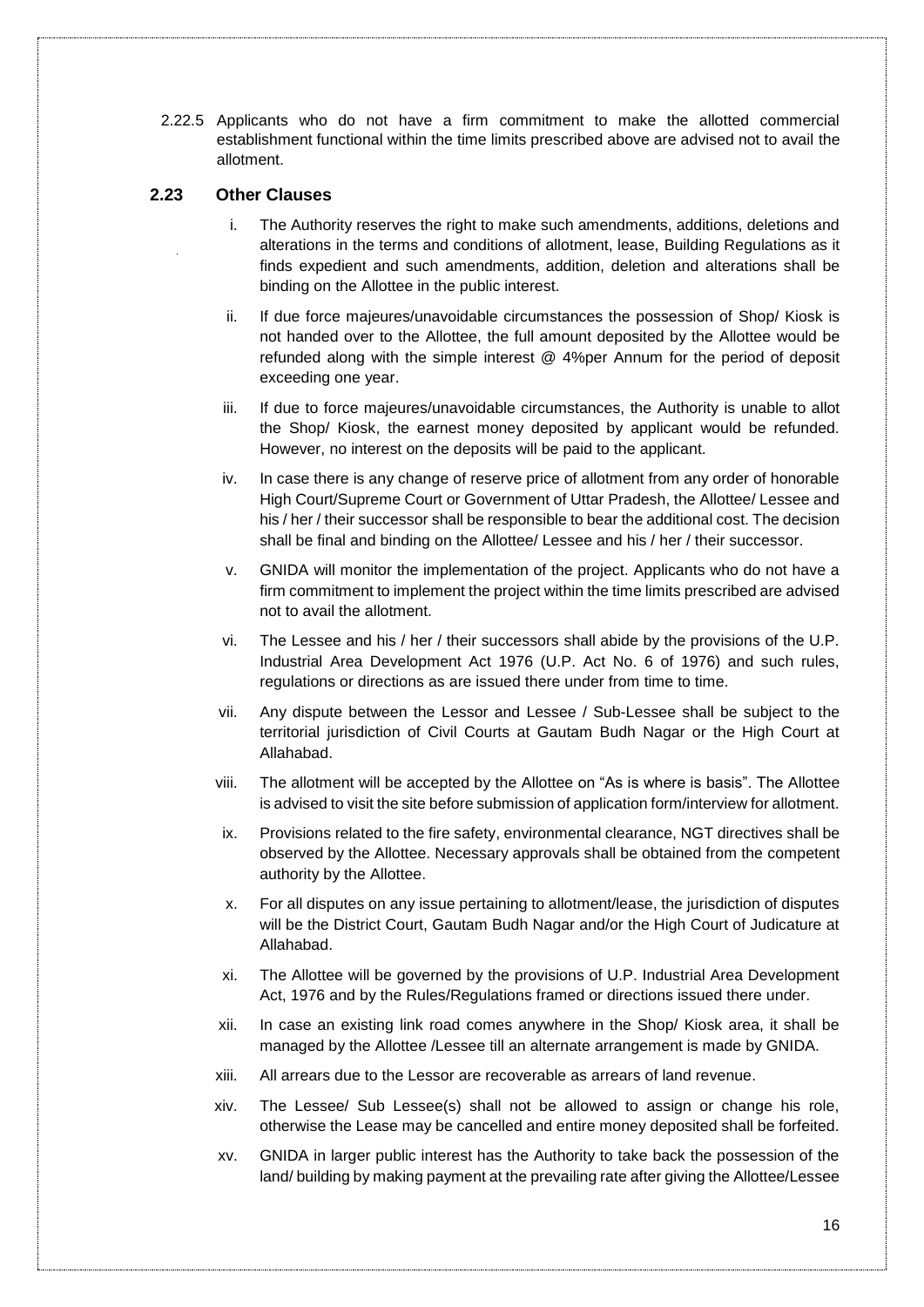2.22.5 Applicants who do not have a firm commitment to make the allotted commercial establishment functional within the time limits prescribed above are advised not to avail the allotment.

### 2.23 Other Clauses

i. The Authority reserves the right to make such amendments, additions, deletions and alterations in the terms and conditions of allotment, lease, Building Regulations as it finds expedient and such amendments, addition, deletion and alterations shall be binding on the Allottee in the public interest.

ii. If due force majeures/unavoidable circumstances the possession of Shop/ Kiosk is not handed over to the Allottee, the full amount deposited by the Allottee would be refunded along with the simple interest @ 4%per Annum for the period of deposit exceeding one year.

iii. If due to force majeures/unavoidable circumstances, the Authority is unable to allot the Shop/ Kiosk, the earnest money deposited by applicant would be refunded. However, no interest on the deposits will be paid to the applicant.

iv. In case there is any change of reserve price of allotment from any order of honorable High Court/Supreme Court or Government of Uttar Pradesh, the Allottee/ Lessee and his / her / their successor shall be responsible to bear the additional cost. The decision shall be final and binding on the Allottee/ Lessee and his / her / their successor.

v. GNIDA will monitor the implementation of the project. Applicants who do not have a firm commitment to implement the project within the time limits prescribed are advised not to avail the allotment.

vi. The Lessee and his / her / their successors shall abide by the provisions of the U.P. Industrial Area Development Act 1976 (U.P. Act No. 6 of 1976) and such rules, regulations or directions as are issued there under from time to time.

vii. Any dispute between the Lessor and Lessee / Sub-Lessee shall be subject to the territorial jurisdiction of Civil Courts at Gautam Budh Nagar or the High Court at Allahabad.

viii. The allotment will be accepted by the Allottee on "As is where is basis". The Allottee is advised to visit the site before submission of application form/interview for allotment.

ix. Provisions related to the fire safety, environmental clearance, NGT directives shall be observed by the Allottee. Necessary approvals shall be obtained from the competent authority by the Allottee.

x. For all disputes on any issue pertaining to allotment/lease, the jurisdiction of disputes will be the District Court, Gautam Budh Nagar and/or the High Court of Judicature at Allahabad.

xi. The Allottee will be governed by the provisions of U.P. Industrial Area Development Act, 1976 and by the Rules/Regulations framed or directions issued there under.

xii. In case an existing link road comes anywhere in the Shop/ Kiosk area, it shall be managed by the Allottee /Lessee till an alternate arrangement is made by GNIDA.

xiii. All arrears due to the Lessor are recoverable as arrears of land revenue.

xiv. The Lessee/ Sub Lessee(s) shall not be allowed to assign or change his role, otherwise the Lease may be cancelled and entire money deposited shall be forfeited.

xv. GNIDA in larger public interest has the Authority to take back the possession of the land/ building by making payment at the prevailing rate after giving the Allottee/Lessee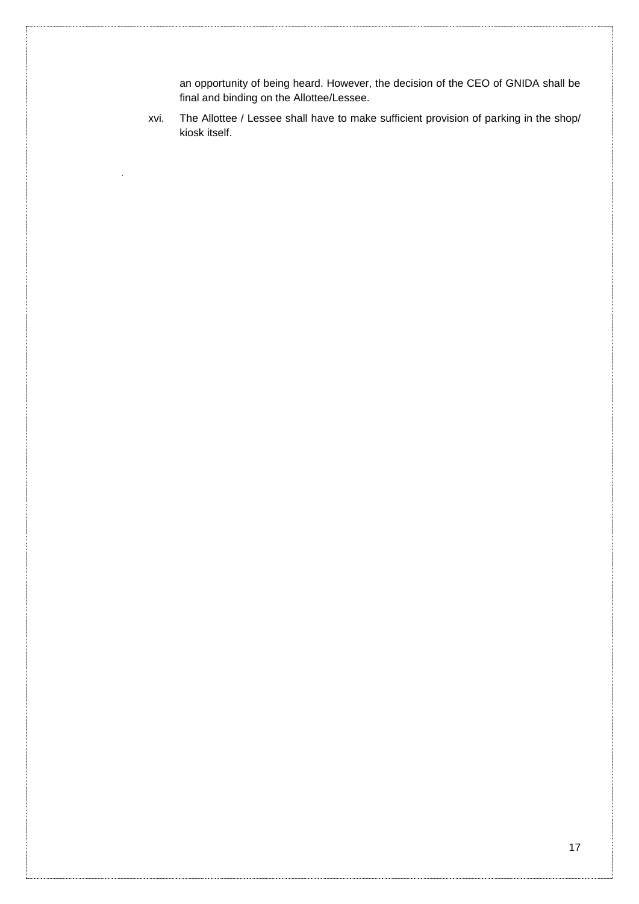an opportunity of being heard. However, the decision of the CEO of GNIDA shall be final and binding on the Allottee/Lessee.

xvi. The Allottee / Lessee shall have to make sufficient provision of parking in the shop/ kiosk itself.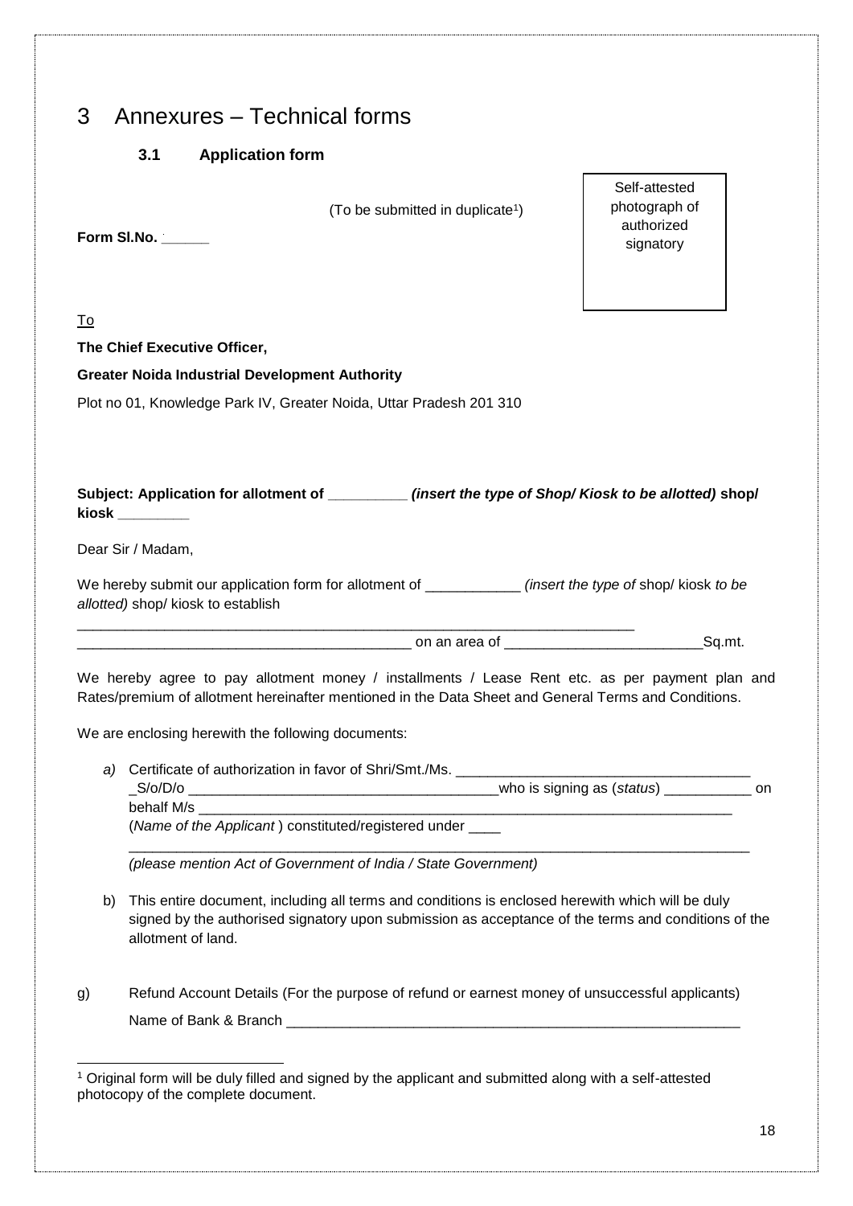# 3 Annexures – Technical forms

### 3.1 Application form

(To be submitted in duplicate[1])

**Form Sl.No. ______**

Self-attested photograph of authorized signatory

To

**The Chief Executive Officer,**

**Greater Noida Industrial Development Authority**

Plot no 01, Knowledge Park IV, Greater Noida, Uttar Pradesh 201 310

**Subject: Application for allotment of __________ *(insert the type of Shop/ Kiosk to be allotted)* shop/ kiosk _________**

Dear Sir / Madam,

We hereby submit our application form for allotment of ____________ *(insert the type of* shop/ kiosk *to be allotted)* shop/ kiosk to establish

_________________________________________________________________________
__________________________________________ on an area of _________________________Sq.mt.

We hereby agree to pay allotment money / installments / Lease Rent etc. as per payment plan and Rates/premium of allotment hereinafter mentioned in the Data Sheet and General Terms and Conditions.

We are enclosing herewith the following documents:

*a)* Certificate of authorization in favor of Shri/Smt./Ms. _____________________________________ _S/o/D/o ________________________________________who is signing as (*status*) ___________ on behalf M/s _______________________________________________________________________ (*Name of the Applicant* ) constituted/registered under ____
_________________________________________________________________________________
*(please mention Act of Government of India / State Government)*

b) This entire document, including all terms and conditions is enclosed herewith which will be duly signed by the authorised signatory upon submission as acceptance of the terms and conditions of the allotment of land.

g) Refund Account Details (For the purpose of refund or earnest money of unsuccessful applicants)
Name of Bank & Branch _____________________________________________________________

[1] Original form will be duly filled and signed by the applicant and submitted along with a self-attested photocopy of the complete document.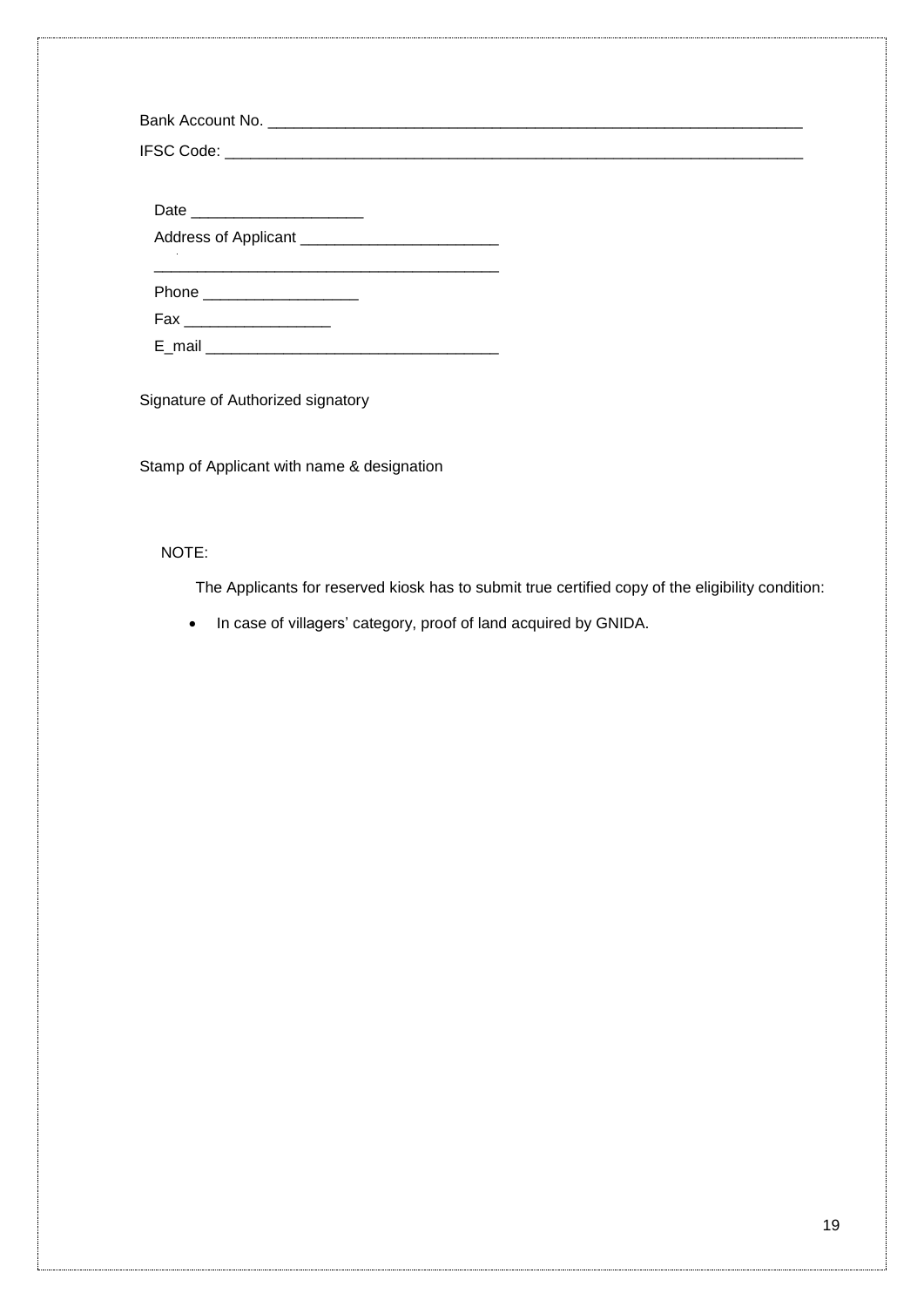Bank Account No. ___________________________________________________________

IFSC Code: ________________________________________________________________

Date ____________________

Address of Applicant _______________________

________________________________________

Phone __________________

Fax _________________

E_mail __________________________________

Signature of Authorized signatory

Stamp of Applicant with name & designation

NOTE:

The Applicants for reserved kiosk has to submit true certified copy of the eligibility condition:

- In case of villagers' category, proof of land acquired by GNIDA.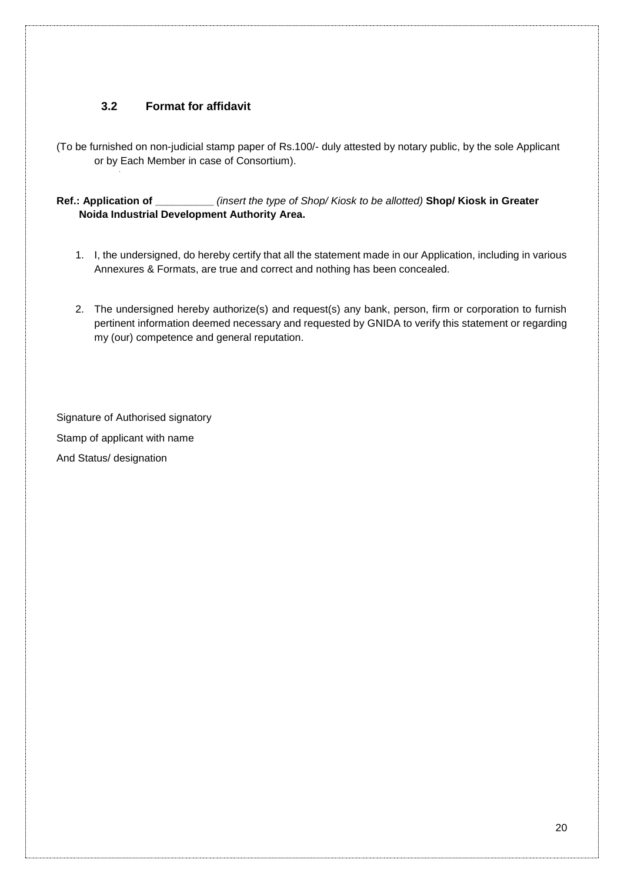### 3.2 Format for affidavit

(To be furnished on non-judicial stamp paper of Rs.100/- duly attested by notary public, by the sole Applicant or by Each Member in case of Consortium).

**Ref.: Application of** __________ *(insert the type of Shop/ Kiosk to be allotted)* **Shop/ Kiosk in Greater Noida Industrial Development Authority Area.**

1. I, the undersigned, do hereby certify that all the statement made in our Application, including in various Annexures & Formats, are true and correct and nothing has been concealed.

2. The undersigned hereby authorize(s) and request(s) any bank, person, firm or corporation to furnish pertinent information deemed necessary and requested by GNIDA to verify this statement or regarding my (our) competence and general reputation.

Signature of Authorised signatory

Stamp of applicant with name

And Status/ designation